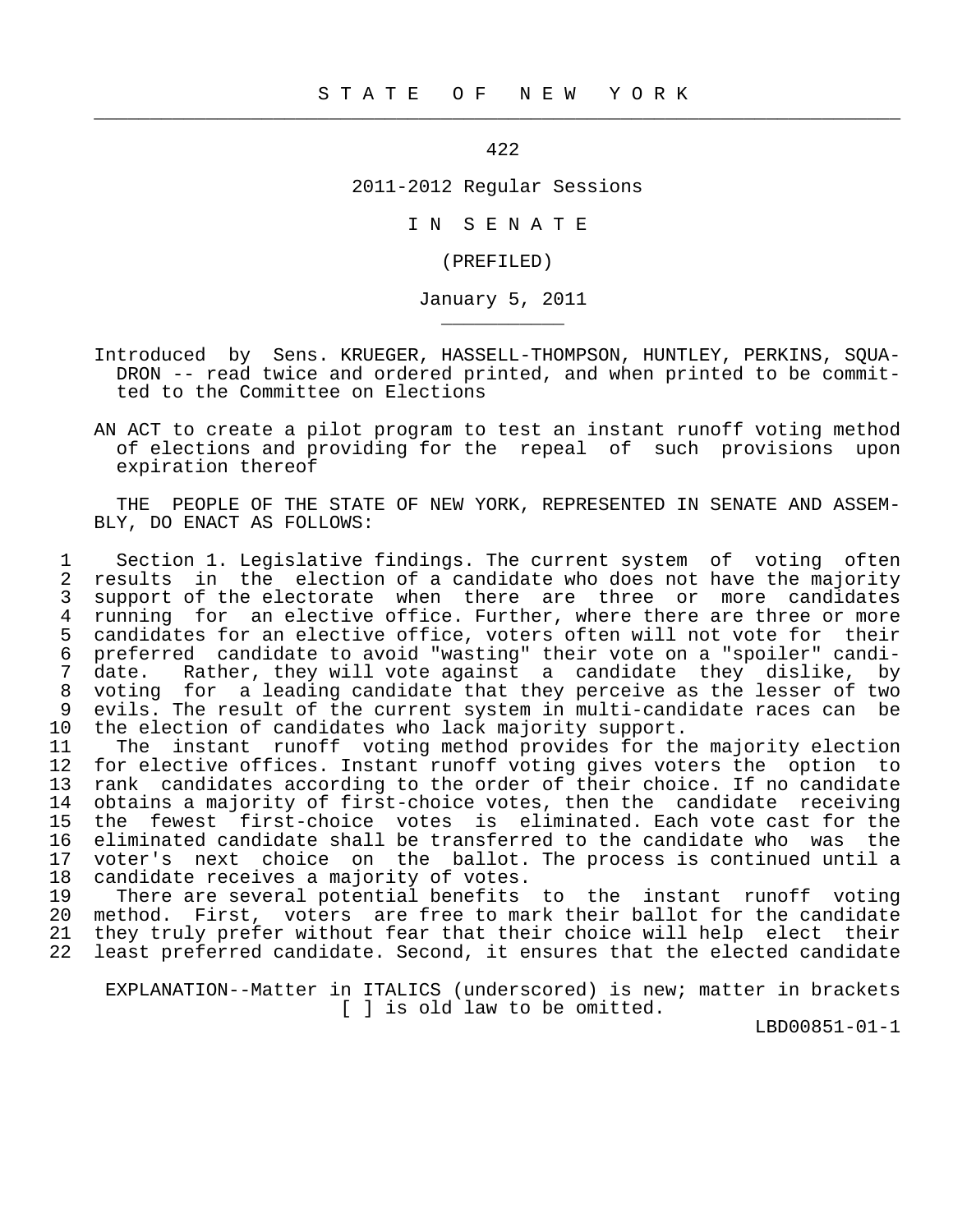# S T A T E O F N E W Y O R K

422

2011-2012 Regular Sessions

I N S E N A T E

(PREFILED)

January 5, 2011

Introduced by Sens. KRUEGER, HASSELL-THOMPSON, HUNTLEY, PERKINS, SQUADRON -- read twice and ordered printed, and when printed to be committed to the Committee on Elections

AN ACT to create a pilot program to test an instant runoff voting method of elections and providing for the repeal of such provisions upon expiration thereof

THE PEOPLE OF THE STATE OF NEW YORK, REPRESENTED IN SENATE AND ASSEMBLY, DO ENACT AS FOLLOWS:

Section 1. Legislative findings. The current system of voting often results in the election of a candidate who does not have the majority support of the electorate when there are three or more candidates running for an elective office. Further, where there are three or more candidates for an elective office, voters often will not vote for their preferred candidate to avoid "wasting" their vote on a "spoiler" candidate. Rather, they will vote against a candidate they dislike, by voting for a leading candidate that they perceive as the lesser of two evils. The result of the current system in multi-candidate races can be the election of candidates who lack majority support.

The instant runoff voting method provides for the majority election for elective offices. Instant runoff voting gives voters the option to rank candidates according to the order of their choice. If no candidate obtains a majority of first-choice votes, then the candidate receiving the fewest first-choice votes is eliminated. Each vote cast for the eliminated candidate shall be transferred to the candidate who was the voter's next choice on the ballot. The process is continued until a candidate receives a majority of votes.

There are several potential benefits to the instant runoff voting method. First, voters are free to mark their ballot for the candidate they truly prefer without fear that their choice will help elect their least preferred candidate. Second, it ensures that the elected candidate

EXPLANATION--Matter in ITALICS (underscored) is new; matter in brackets [ ] is old law to be omitted.

LBD00851-01-1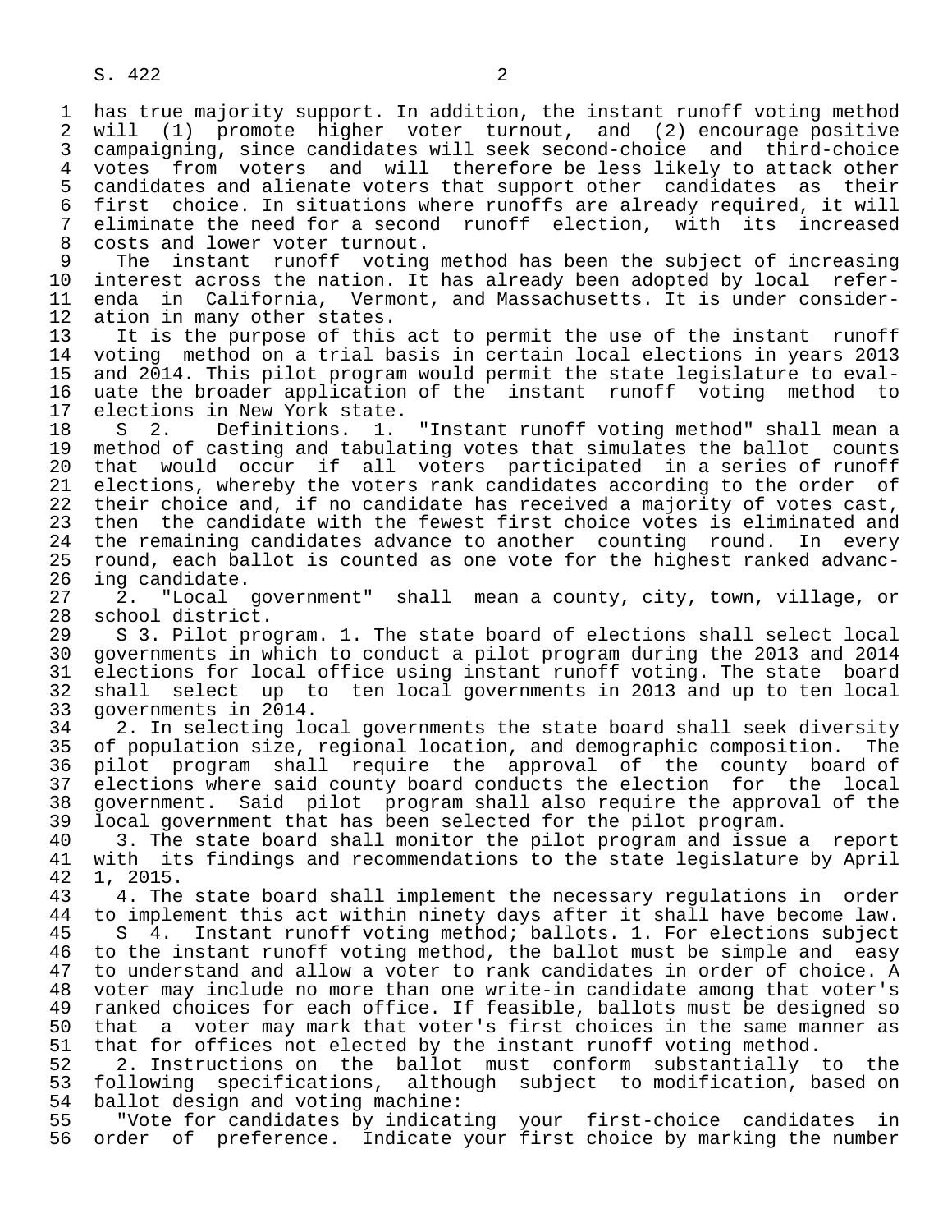has true majority support. In addition, the instant runoff voting method will (1) promote higher voter turnout, and (2) encourage positive campaigning, since candidates will seek second-choice and third-choice votes from voters and will therefore be less likely to attack other candidates and alienate voters that support other candidates as their first choice. In situations where runoffs are already required, it will eliminate the need for a second runoff election, with its increased costs and lower voter turnout.

The instant runoff voting method has been the subject of increasing interest across the nation. It has already been adopted by local referenda in California, Vermont, and Massachusetts. It is under consideration in many other states.

It is the purpose of this act to permit the use of the instant runoff voting method on a trial basis in certain local elections in years 2013 and 2014. This pilot program would permit the state legislature to evaluate the broader application of the instant runoff voting method to elections in New York state.

S 2. Definitions. 1. "Instant runoff voting method" shall mean a method of casting and tabulating votes that simulates the ballot counts that would occur if all voters participated in a series of runoff elections, whereby the voters rank candidates according to the order of their choice and, if no candidate has received a majority of votes cast, then the candidate with the fewest first choice votes is eliminated and the remaining candidates advance to another counting round. In every round, each ballot is counted as one vote for the highest ranked advancing candidate.

2. "Local government" shall mean a county, city, town, village, or school district.

S 3. Pilot program. 1. The state board of elections shall select local governments in which to conduct a pilot program during the 2013 and 2014 elections for local office using instant runoff voting. The state board shall select up to ten local governments in 2013 and up to ten local governments in 2014.

2. In selecting local governments the state board shall seek diversity of population size, regional location, and demographic composition. The pilot program shall require the approval of the county board of elections where said county board conducts the election for the local government. Said pilot program shall also require the approval of the local government that has been selected for the pilot program.

3. The state board shall monitor the pilot program and issue a report with its findings and recommendations to the state legislature by April 1, 2015.

4. The state board shall implement the necessary regulations in order to implement this act within ninety days after it shall have become law.

S 4. Instant runoff voting method; ballots. 1. For elections subject to the instant runoff voting method, the ballot must be simple and easy to understand and allow a voter to rank candidates in order of choice. A voter may include no more than one write-in candidate among that voter's ranked choices for each office. If feasible, ballots must be designed so that a voter may mark that voter's first choices in the same manner as that for offices not elected by the instant runoff voting method.

2. Instructions on the ballot must conform substantially to the following specifications, although subject to modification, based on ballot design and voting machine:

"Vote for candidates by indicating your first-choice candidates in order of preference. Indicate your first choice by marking the number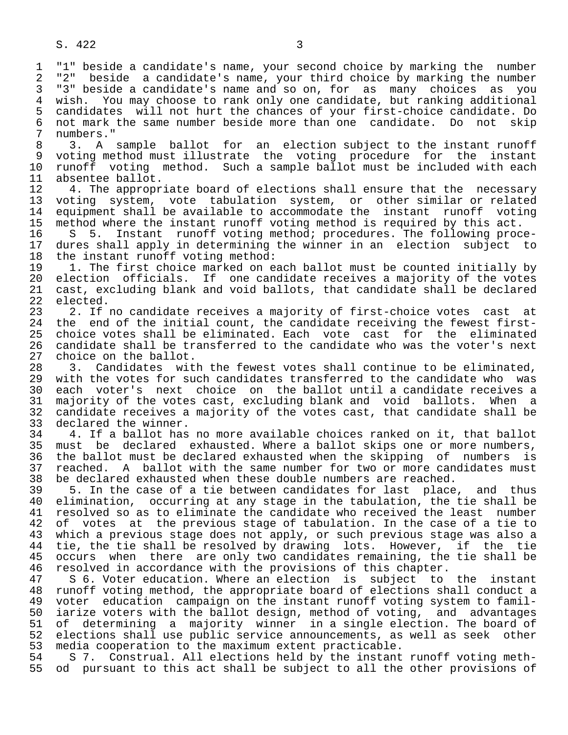"1" beside a candidate's name, your second choice by marking the number "2" beside a candidate's name, your third choice by marking the number "3" beside a candidate's name and so on, for as many choices as you wish. You may choose to rank only one candidate, but ranking additional candidates will not hurt the chances of your first-choice candidate. Do not mark the same number beside more than one candidate. Do not skip numbers."

3. A sample ballot for an election subject to the instant runoff voting method must illustrate the voting procedure for the instant runoff voting method. Such a sample ballot must be included with each absentee ballot.

4. The appropriate board of elections shall ensure that the necessary voting system, vote tabulation system, or other similar or related equipment shall be available to accommodate the instant runoff voting method where the instant runoff voting method is required by this act.

S 5. Instant runoff voting method; procedures. The following procedures shall apply in determining the winner in an election subject to the instant runoff voting method:

1. The first choice marked on each ballot must be counted initially by election officials. If one candidate receives a majority of the votes cast, excluding blank and void ballots, that candidate shall be declared elected.

2. If no candidate receives a majority of first-choice votes cast at the end of the initial count, the candidate receiving the fewest first-choice votes shall be eliminated. Each vote cast for the eliminated candidate shall be transferred to the candidate who was the voter's next choice on the ballot.

3. Candidates with the fewest votes shall continue to be eliminated, with the votes for such candidates transferred to the candidate who was each voter's next choice on the ballot until a candidate receives a majority of the votes cast, excluding blank and void ballots. When a candidate receives a majority of the votes cast, that candidate shall be declared the winner.

4. If a ballot has no more available choices ranked on it, that ballot must be declared exhausted. Where a ballot skips one or more numbers, the ballot must be declared exhausted when the skipping of numbers is reached. A ballot with the same number for two or more candidates must be declared exhausted when these double numbers are reached.

5. In the case of a tie between candidates for last place, and thus elimination, occurring at any stage in the tabulation, the tie shall be resolved so as to eliminate the candidate who received the least number of votes at the previous stage of tabulation. In the case of a tie to which a previous stage does not apply, or such previous stage was also a tie, the tie shall be resolved by drawing lots. However, if the tie occurs when there are only two candidates remaining, the tie shall be resolved in accordance with the provisions of this chapter.

S 6. Voter education. Where an election is subject to the instant runoff voting method, the appropriate board of elections shall conduct a voter education campaign on the instant runoff voting system to familiarize voters with the ballot design, method of voting, and advantages of determining a majority winner in a single election. The board of elections shall use public service announcements, as well as seek other media cooperation to the maximum extent practicable.

S 7. Construal. All elections held by the instant runoff voting method pursuant to this act shall be subject to all the other provisions of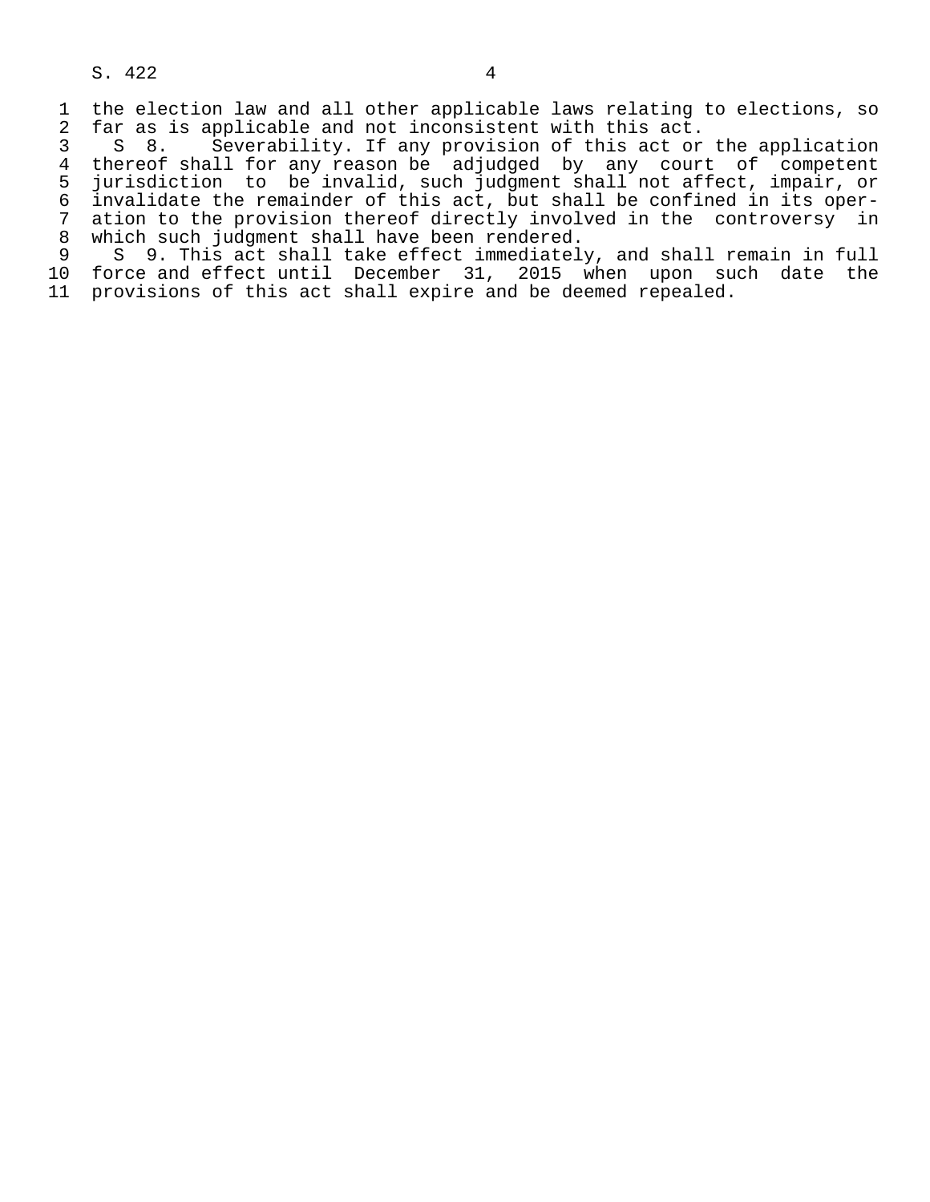the election law and all other applicable laws relating to elections, so far as is applicable and not inconsistent with this act.

S 8. Severability. If any provision of this act or the application thereof shall for any reason be adjudged by any court of competent jurisdiction to be invalid, such judgment shall not affect, impair, or invalidate the remainder of this act, but shall be confined in its operation to the provision thereof directly involved in the controversy in which such judgment shall have been rendered.

S 9. This act shall take effect immediately, and shall remain in full force and effect until December 31, 2015 when upon such date the provisions of this act shall expire and be deemed repealed.